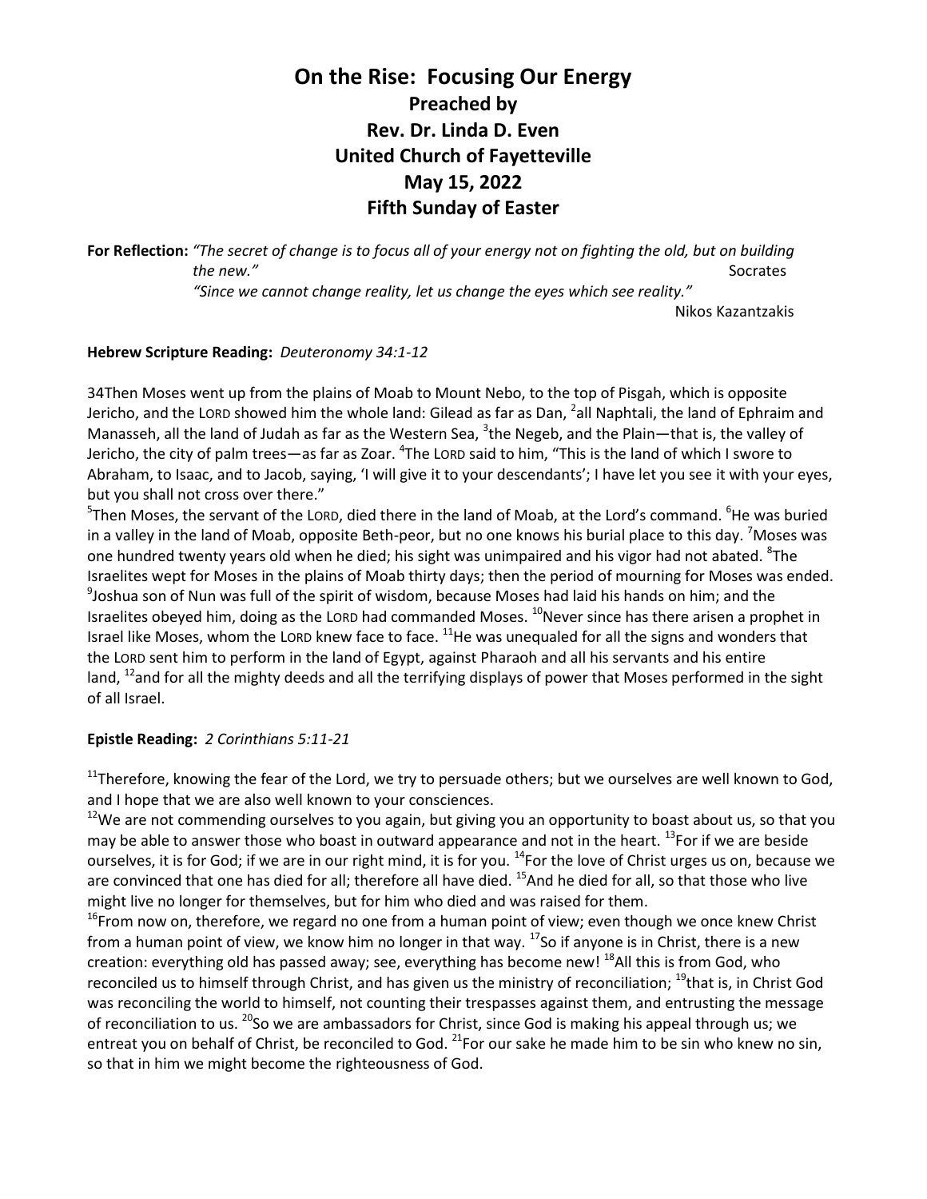# On the Rise: Focusing Our Energy

## Preached by
## Rev. Dr. Linda D. Even
## United Church of Fayetteville
## May 15, 2022
## Fifth Sunday of Easter

**For Reflection:** *"The secret of change is to focus all of your energy not on fighting the old, but on building the new."* Socrates

*"Since we cannot change reality, let us change the eyes which see reality."*

Nikos Kazantzakis

**Hebrew Scripture Reading:** *Deuteronomy 34:1-12*

34Then Moses went up from the plains of Moab to Mount Nebo, to the top of Pisgah, which is opposite Jericho, and the LORD showed him the whole land: Gilead as far as Dan, [2]all Naphtali, the land of Ephraim and Manasseh, all the land of Judah as far as the Western Sea, [3]the Negeb, and the Plain—that is, the valley of Jericho, the city of palm trees—as far as Zoar. [4]The LORD said to him, "This is the land of which I swore to Abraham, to Isaac, and to Jacob, saying, 'I will give it to your descendants'; I have let you see it with your eyes, but you shall not cross over there."

[5]Then Moses, the servant of the LORD, died there in the land of Moab, at the Lord's command. [6]He was buried in a valley in the land of Moab, opposite Beth-peor, but no one knows his burial place to this day. [7]Moses was one hundred twenty years old when he died; his sight was unimpaired and his vigor had not abated. [8]The Israelites wept for Moses in the plains of Moab thirty days; then the period of mourning for Moses was ended. [9]Joshua son of Nun was full of the spirit of wisdom, because Moses had laid his hands on him; and the Israelites obeyed him, doing as the LORD had commanded Moses. [10]Never since has there arisen a prophet in Israel like Moses, whom the LORD knew face to face. [11]He was unequaled for all the signs and wonders that the LORD sent him to perform in the land of Egypt, against Pharaoh and all his servants and his entire land, [12]and for all the mighty deeds and all the terrifying displays of power that Moses performed in the sight of all Israel.

**Epistle Reading:** *2 Corinthians 5:11-21*

[11]Therefore, knowing the fear of the Lord, we try to persuade others; but we ourselves are well known to God, and I hope that we are also well known to your consciences.

[12]We are not commending ourselves to you again, but giving you an opportunity to boast about us, so that you may be able to answer those who boast in outward appearance and not in the heart. [13]For if we are beside ourselves, it is for God; if we are in our right mind, it is for you. [14]For the love of Christ urges us on, because we are convinced that one has died for all; therefore all have died. [15]And he died for all, so that those who live might live no longer for themselves, but for him who died and was raised for them.

[16]From now on, therefore, we regard no one from a human point of view; even though we once knew Christ from a human point of view, we know him no longer in that way. [17]So if anyone is in Christ, there is a new creation: everything old has passed away; see, everything has become new! [18]All this is from God, who reconciled us to himself through Christ, and has given us the ministry of reconciliation; [19]that is, in Christ God was reconciling the world to himself, not counting their trespasses against them, and entrusting the message of reconciliation to us. [20]So we are ambassadors for Christ, since God is making his appeal through us; we entreat you on behalf of Christ, be reconciled to God. [21]For our sake he made him to be sin who knew no sin, so that in him we might become the righteousness of God.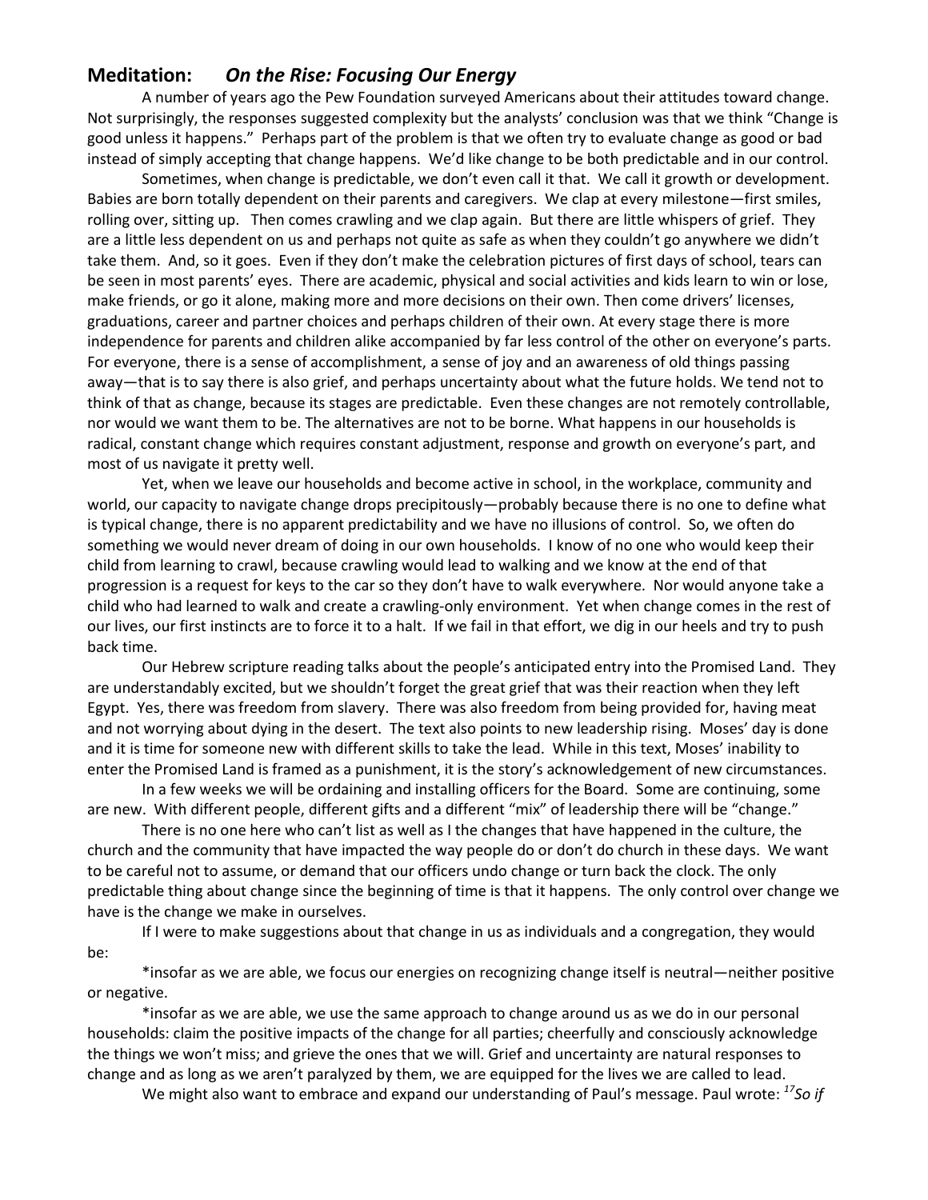## Meditation: *On the Rise: Focusing Our Energy*

A number of years ago the Pew Foundation surveyed Americans about their attitudes toward change. Not surprisingly, the responses suggested complexity but the analysts' conclusion was that we think "Change is good unless it happens." Perhaps part of the problem is that we often try to evaluate change as good or bad instead of simply accepting that change happens. We'd like change to be both predictable and in our control.

Sometimes, when change is predictable, we don't even call it that. We call it growth or development. Babies are born totally dependent on their parents and caregivers. We clap at every milestone—first smiles, rolling over, sitting up. Then comes crawling and we clap again. But there are little whispers of grief. They are a little less dependent on us and perhaps not quite as safe as when they couldn't go anywhere we didn't take them. And, so it goes. Even if they don't make the celebration pictures of first days of school, tears can be seen in most parents' eyes. There are academic, physical and social activities and kids learn to win or lose, make friends, or go it alone, making more and more decisions on their own. Then come drivers' licenses, graduations, career and partner choices and perhaps children of their own. At every stage there is more independence for parents and children alike accompanied by far less control of the other on everyone's parts. For everyone, there is a sense of accomplishment, a sense of joy and an awareness of old things passing away—that is to say there is also grief, and perhaps uncertainty about what the future holds. We tend not to think of that as change, because its stages are predictable. Even these changes are not remotely controllable, nor would we want them to be. The alternatives are not to be borne. What happens in our households is radical, constant change which requires constant adjustment, response and growth on everyone's part, and most of us navigate it pretty well.

Yet, when we leave our households and become active in school, in the workplace, community and world, our capacity to navigate change drops precipitously—probably because there is no one to define what is typical change, there is no apparent predictability and we have no illusions of control. So, we often do something we would never dream of doing in our own households. I know of no one who would keep their child from learning to crawl, because crawling would lead to walking and we know at the end of that progression is a request for keys to the car so they don't have to walk everywhere. Nor would anyone take a child who had learned to walk and create a crawling-only environment. Yet when change comes in the rest of our lives, our first instincts are to force it to a halt. If we fail in that effort, we dig in our heels and try to push back time.

Our Hebrew scripture reading talks about the people's anticipated entry into the Promised Land. They are understandably excited, but we shouldn't forget the great grief that was their reaction when they left Egypt. Yes, there was freedom from slavery. There was also freedom from being provided for, having meat and not worrying about dying in the desert. The text also points to new leadership rising. Moses' day is done and it is time for someone new with different skills to take the lead. While in this text, Moses' inability to enter the Promised Land is framed as a punishment, it is the story's acknowledgement of new circumstances.

In a few weeks we will be ordaining and installing officers for the Board. Some are continuing, some are new. With different people, different gifts and a different "mix" of leadership there will be "change."

There is no one here who can't list as well as I the changes that have happened in the culture, the church and the community that have impacted the way people do or don't do church in these days. We want to be careful not to assume, or demand that our officers undo change or turn back the clock. The only predictable thing about change since the beginning of time is that it happens. The only control over change we have is the change we make in ourselves.

If I were to make suggestions about that change in us as individuals and a congregation, they would be:

*insofar as we are able, we focus our energies on recognizing change itself is neutral—neither positive or negative.

*insofar as we are able, we use the same approach to change around us as we do in our personal households: claim the positive impacts of the change for all parties; cheerfully and consciously acknowledge the things we won't miss; and grieve the ones that we will. Grief and uncertainty are natural responses to change and as long as we aren't paralyzed by them, we are equipped for the lives we are called to lead.

We might also want to embrace and expand our understanding of Paul's message. Paul wrote: [17]*So if*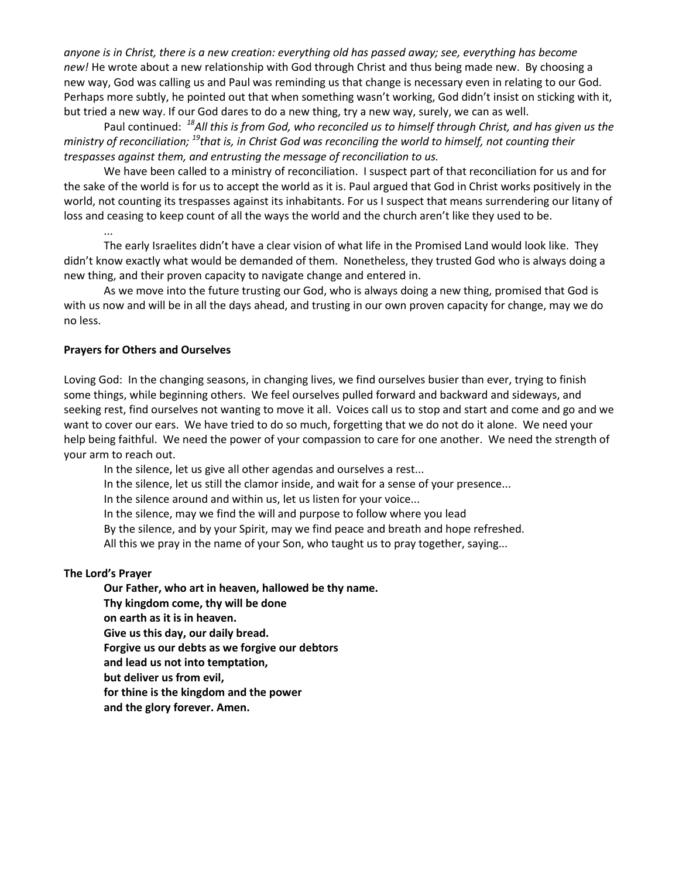*anyone is in Christ, there is a new creation: everything old has passed away; see, everything has become new!* He wrote about a new relationship with God through Christ and thus being made new. By choosing a new way, God was calling us and Paul was reminding us that change is necessary even in relating to our God. Perhaps more subtly, he pointed out that when something wasn't working, God didn't insist on sticking with it, but tried a new way. If our God dares to do a new thing, try a new way, surely, we can as well.

Paul continued: *[18]All this is from God, who reconciled us to himself through Christ, and has given us the ministry of reconciliation; [19]that is, in Christ God was reconciling the world to himself, not counting their trespasses against them, and entrusting the message of reconciliation to us.*

We have been called to a ministry of reconciliation. I suspect part of that reconciliation for us and for the sake of the world is for us to accept the world as it is. Paul argued that God in Christ works positively in the world, not counting its trespasses against its inhabitants. For us I suspect that means surrendering our litany of loss and ceasing to keep count of all the ways the world and the church aren't like they used to be.

...

The early Israelites didn't have a clear vision of what life in the Promised Land would look like. They didn't know exactly what would be demanded of them. Nonetheless, they trusted God who is always doing a new thing, and their proven capacity to navigate change and entered in.

As we move into the future trusting our God, who is always doing a new thing, promised that God is with us now and will be in all the days ahead, and trusting in our own proven capacity for change, may we do no less.

**Prayers for Others and Ourselves**

Loving God: In the changing seasons, in changing lives, we find ourselves busier than ever, trying to finish some things, while beginning others. We feel ourselves pulled forward and backward and sideways, and seeking rest, find ourselves not wanting to move it all. Voices call us to stop and start and come and go and we want to cover our ears. We have tried to do so much, forgetting that we do not do it alone. We need your help being faithful. We need the power of your compassion to care for one another. We need the strength of your arm to reach out.

In the silence, let us give all other agendas and ourselves a rest...
In the silence, let us still the clamor inside, and wait for a sense of your presence...
In the silence around and within us, let us listen for your voice...
In the silence, may we find the will and purpose to follow where you lead
By the silence, and by your Spirit, may we find peace and breath and hope refreshed.
All this we pray in the name of your Son, who taught us to pray together, saying...

**The Lord's Prayer**

**Our Father, who art in heaven, hallowed be thy name.**
**Thy kingdom come, thy will be done**
**on earth as it is in heaven.**
**Give us this day, our daily bread.**
**Forgive us our debts as we forgive our debtors**
**and lead us not into temptation,**
**but deliver us from evil,**
**for thine is the kingdom and the power**
**and the glory forever. Amen.**